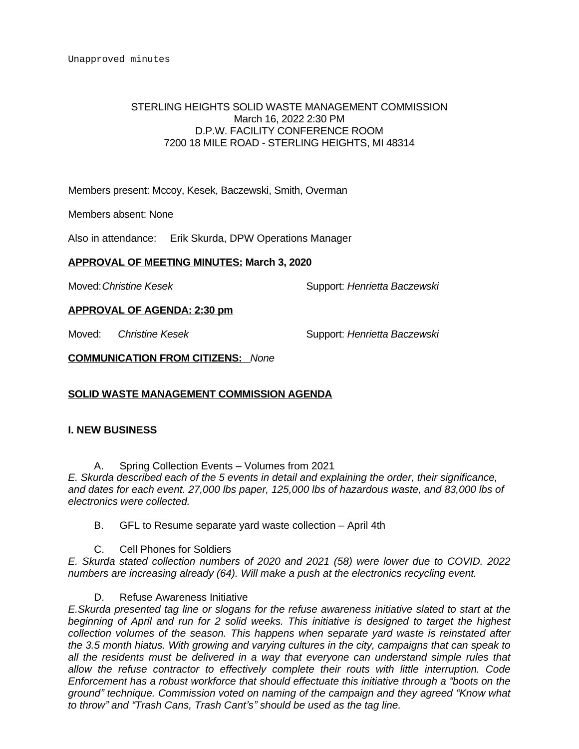Unapproved minutes

STERLING HEIGHTS SOLID WASTE MANAGEMENT COMMISSION
March 16, 2022 2:30 PM
D.P.W. FACILITY CONFERENCE ROOM
7200 18 MILE ROAD - STERLING HEIGHTS, MI 48314

Members present: Mccoy, Kesek, Baczewski, Smith, Overman

Members absent: None

Also in attendance: Erik Skurda, DPW Operations Manager

**APPROVAL OF MEETING MINUTES: March 3, 2020**

Moved: *Christine Kesek* Support: *Henrietta Baczewski*

**APPROVAL OF AGENDA: 2:30 pm**

Moved: *Christine Kesek* Support: *Henrietta Baczewski*

**COMMUNICATION FROM CITIZENS:** *None*

**SOLID WASTE MANAGEMENT COMMISSION AGENDA**

**I. NEW BUSINESS**

A. Spring Collection Events – Volumes from 2021

*E. Skurda described each of the 5 events in detail and explaining the order, their significance, and dates for each event. 27,000 lbs paper, 125,000 lbs of hazardous waste, and 83,000 lbs of electronics were collected.*

B. GFL to Resume separate yard waste collection – April 4th

C. Cell Phones for Soldiers

*E. Skurda stated collection numbers of 2020 and 2021 (58) were lower due to COVID. 2022 numbers are increasing already (64). Will make a push at the electronics recycling event.*

D. Refuse Awareness Initiative

*E.Skurda presented tag line or slogans for the refuse awareness initiative slated to start at the beginning of April and run for 2 solid weeks. This initiative is designed to target the highest collection volumes of the season. This happens when separate yard waste is reinstated after the 3.5 month hiatus. With growing and varying cultures in the city, campaigns that can speak to all the residents must be delivered in a way that everyone can understand simple rules that allow the refuse contractor to effectively complete their routs with little interruption. Code Enforcement has a robust workforce that should effectuate this initiative through a "boots on the ground" technique. Commission voted on naming of the campaign and they agreed "Know what to throw" and "Trash Cans, Trash Cant's" should be used as the tag line.*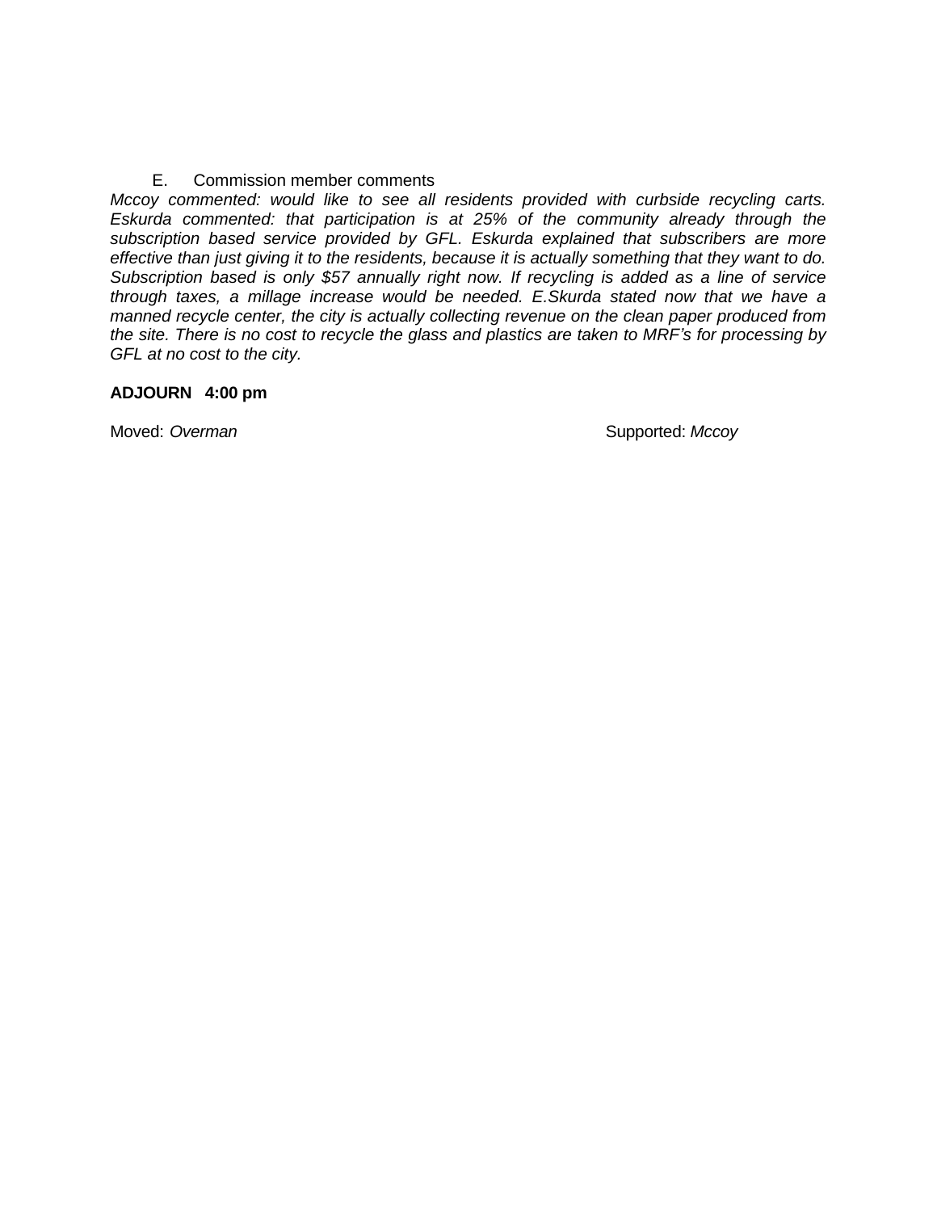E. Commission member comments

*Mccoy commented: would like to see all residents provided with curbside recycling carts. Eskurda commented: that participation is at 25% of the community already through the subscription based service provided by GFL. Eskurda explained that subscribers are more effective than just giving it to the residents, because it is actually something that they want to do. Subscription based is only $57 annually right now. If recycling is added as a line of service through taxes, a millage increase would be needed. E.Skurda stated now that we have a manned recycle center, the city is actually collecting revenue on the clean paper produced from the site. There is no cost to recycle the glass and plastics are taken to MRF's for processing by GFL at no cost to the city.*

**ADJOURN 4:00 pm**

Moved: *Overman* Supported: *Mccoy*